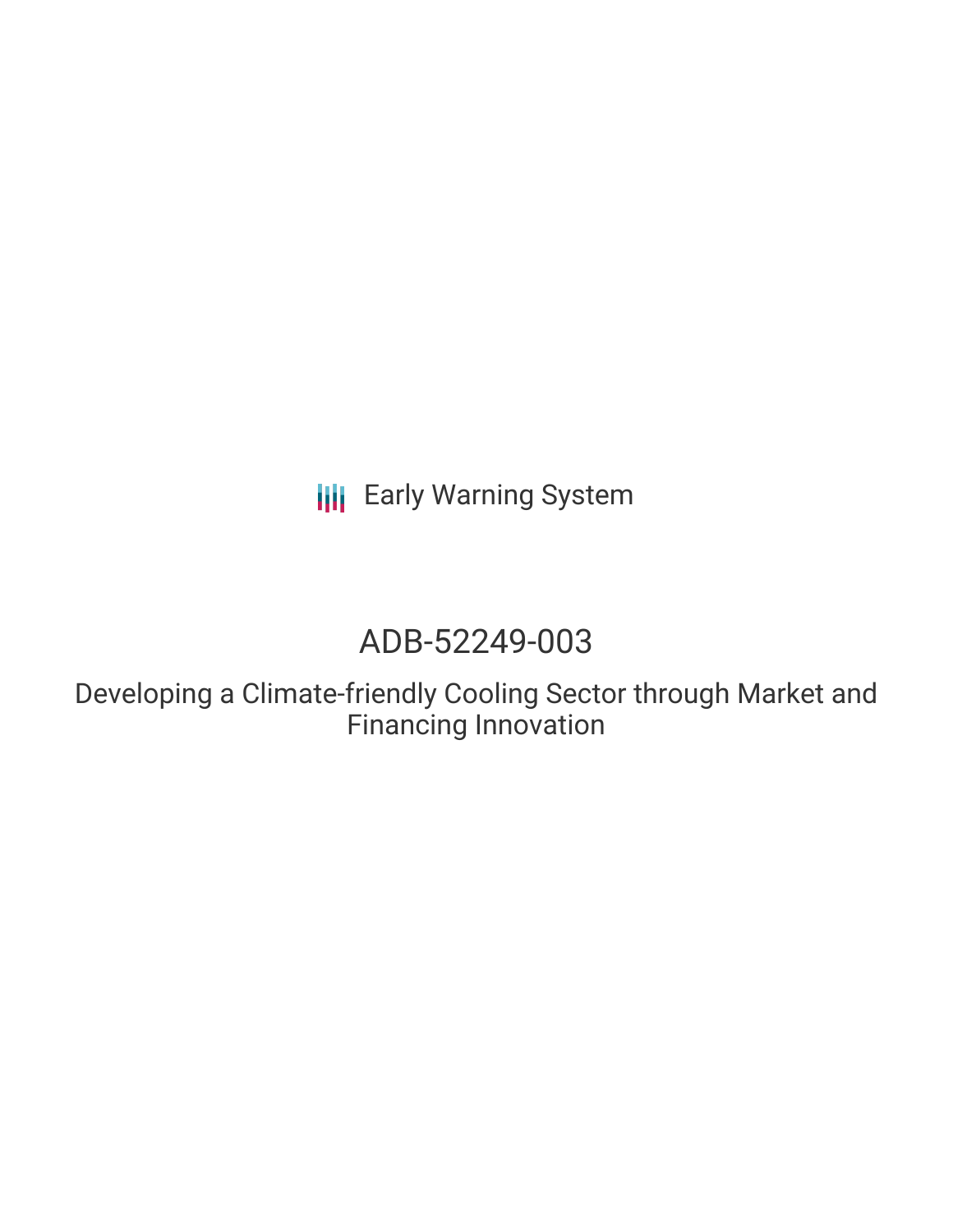Early Warning System

# ADB-52249-003

Developing a Climate-friendly Cooling Sector through Market and Financing Innovation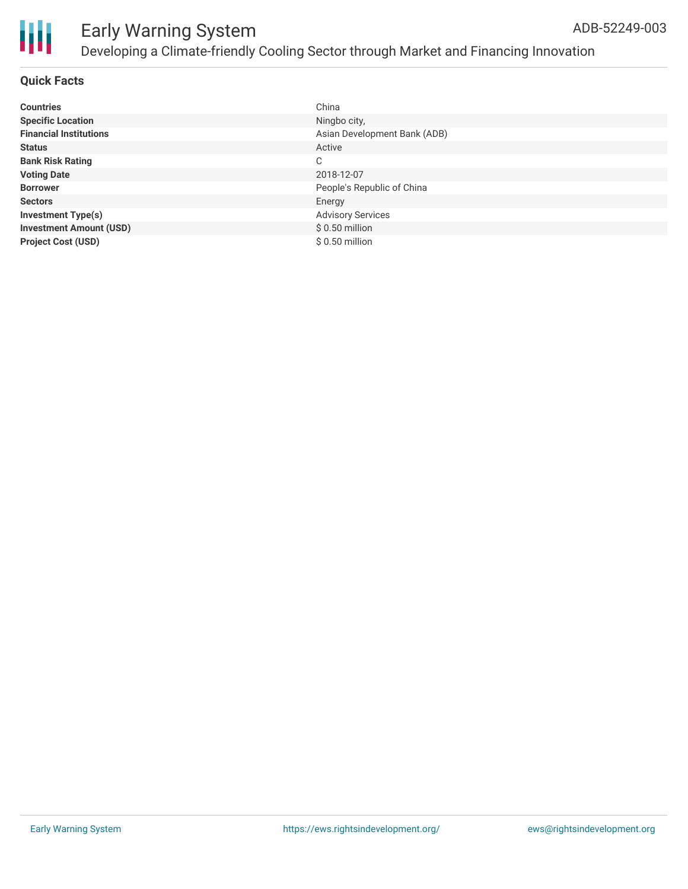# Early Warning System

ADB-52249-003

## Developing a Climate-friendly Cooling Sector through Market and Financing Innovation

### Quick Facts

| | |
|---|---|
| **Countries** | China |
| **Specific Location** | Ningbo city, |
| **Financial Institutions** | Asian Development Bank (ADB) |
| **Status** | Active |
| **Bank Risk Rating** | C |
| **Voting Date** | 2018-12-07 |
| **Borrower** | People's Republic of China |
| **Sectors** | Energy |
| **Investment Type(s)** | Advisory Services |
| **Investment Amount (USD)** | $ 0.50 million |
| **Project Cost (USD)** | $ 0.50 million |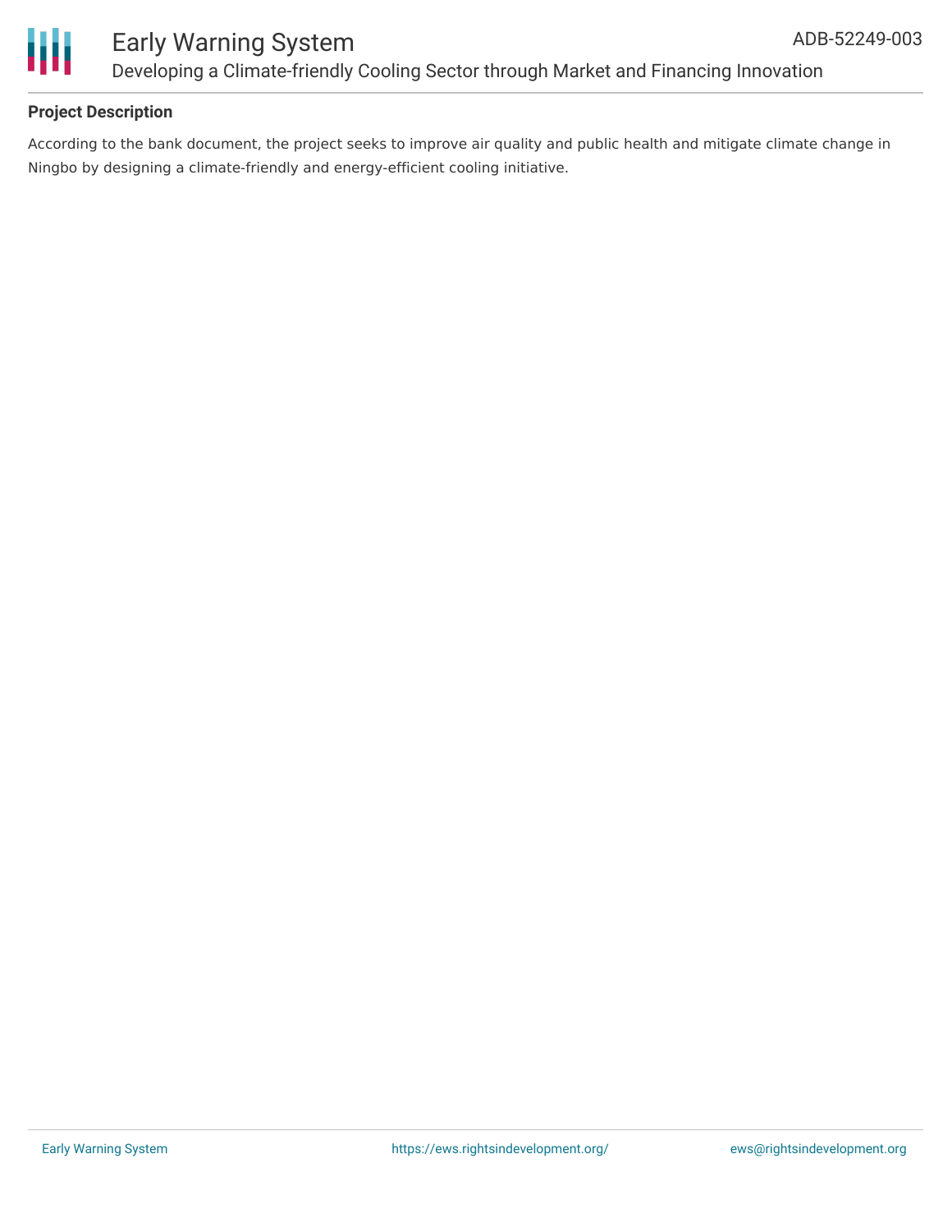**Project Description**

According to the bank document, the project seeks to improve air quality and public health and mitigate climate change in Ningbo by designing a climate-friendly and energy-efficient cooling initiative.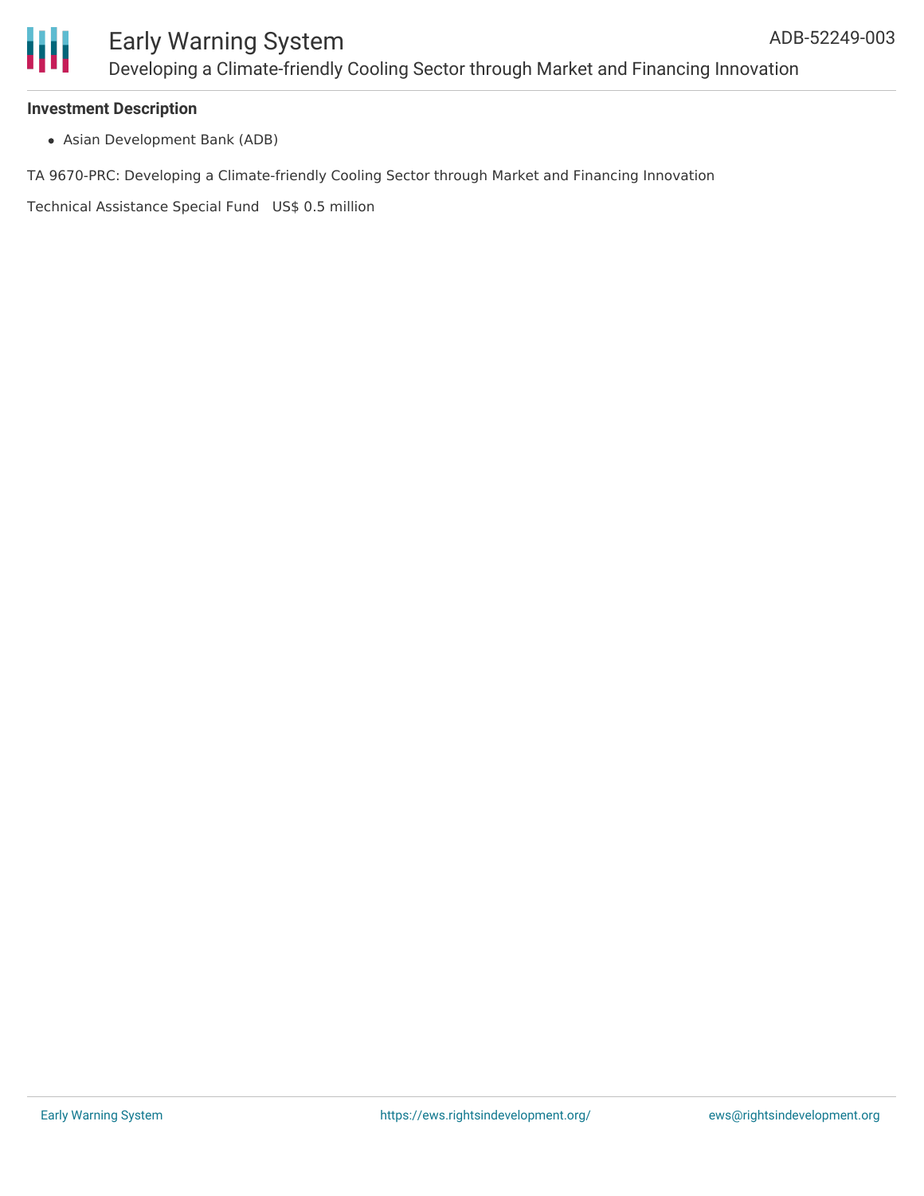### Investment Description

- Asian Development Bank (ADB)

TA 9670-PRC: Developing a Climate-friendly Cooling Sector through Market and Financing Innovation

Technical Assistance Special Fund   US$ 0.5 million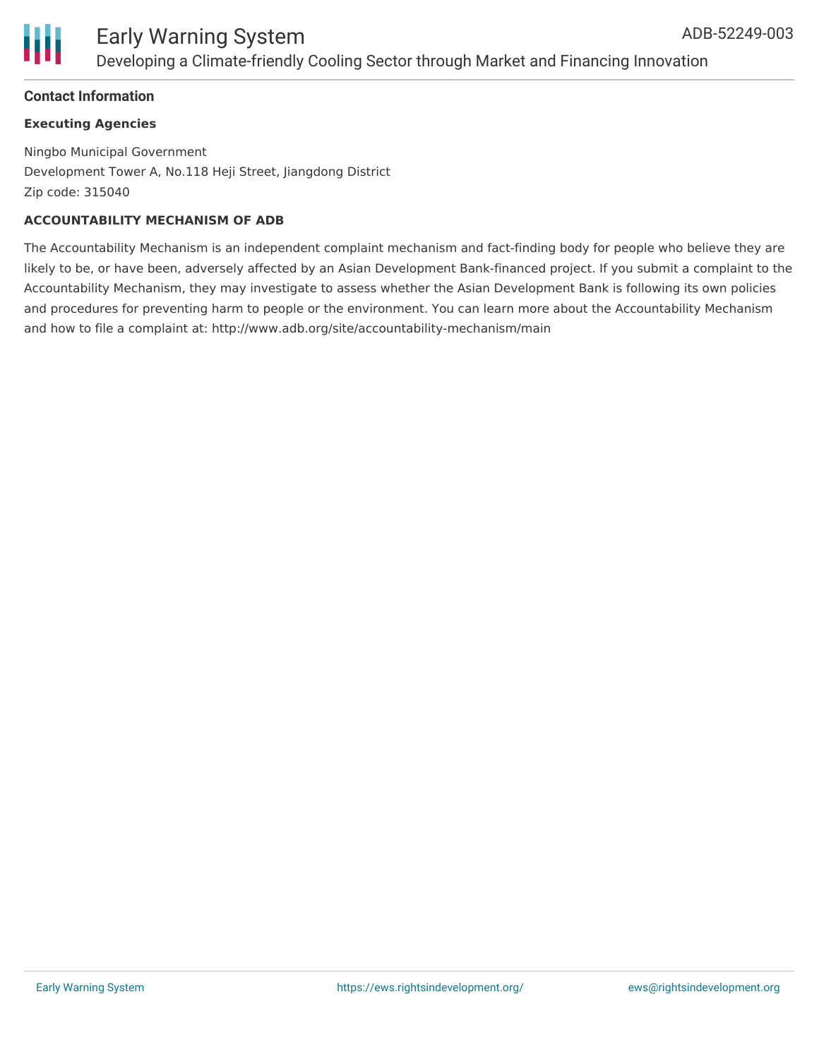## Contact Information

### Executing Agencies

Ningbo Municipal Government
Development Tower A, No.118 Heji Street, Jiangdong District
Zip code: 315040

### ACCOUNTABILITY MECHANISM OF ADB

The Accountability Mechanism is an independent complaint mechanism and fact-finding body for people who believe they are likely to be, or have been, adversely affected by an Asian Development Bank-financed project. If you submit a complaint to the Accountability Mechanism, they may investigate to assess whether the Asian Development Bank is following its own policies and procedures for preventing harm to people or the environment. You can learn more about the Accountability Mechanism and how to file a complaint at: http://www.adb.org/site/accountability-mechanism/main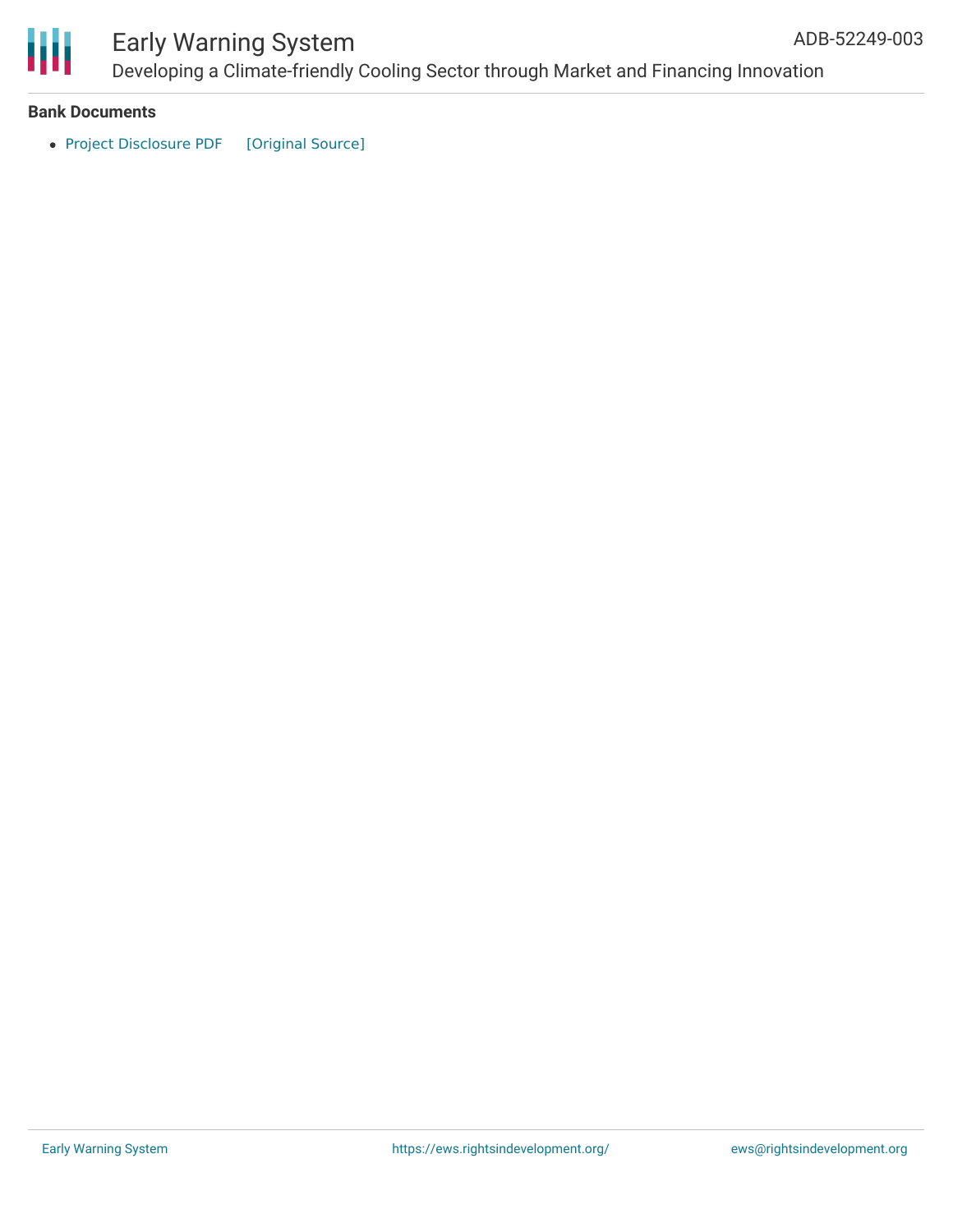### Bank Documents

- Project Disclosure PDF [Original Source]